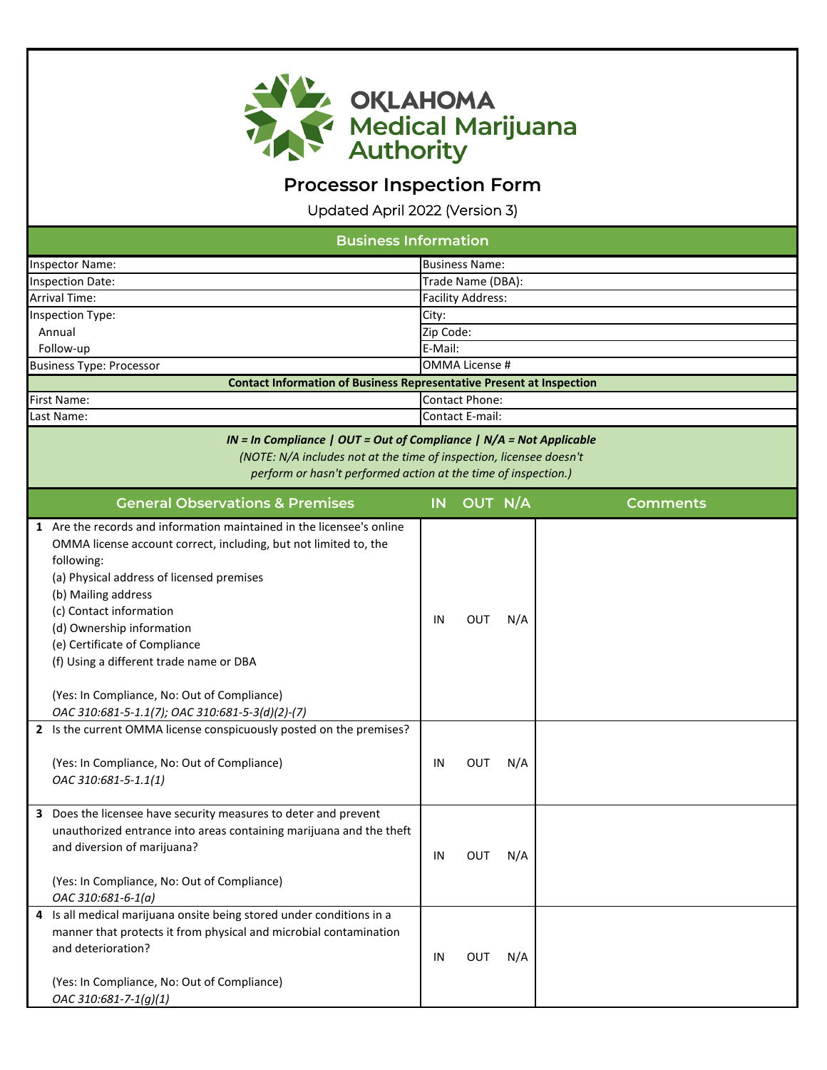# OKLAHOMA Medical Marijuana Authority

## Processor Inspection Form

Updated April 2022 (Version 3)

### Business Information

| | |
|---|---|
| Inspector Name: | Business Name: |
| Inspection Date: | Trade Name (DBA): |
| Arrival Time: | Facility Address: |
| Inspection Type: | City: |
| Annual | Zip Code: |
| Follow-up | E-Mail: |
| Business Type: Processor | OMMA License # |

**Contact Information of Business Representative Present at Inspection**

| | |
|---|---|
| First Name: | Contact Phone: |
| Last Name: | Contact E-mail: |

***IN = In Compliance | OUT = Out of Compliance | N/A = Not Applicable***

*(NOTE: N/A includes not at the time of inspection, licensee doesn't perform or hasn't performed action at the time of inspection.)*

| General Observations & Premises | IN | OUT | N/A | Comments |
|---|---|---|---|---|
| **1** Are the records and information maintained in the licensee's online OMMA license account correct, including, but not limited to, the following:<br>(a) Physical address of licensed premises<br>(b) Mailing address<br>(c) Contact information<br>(d) Ownership information<br>(e) Certificate of Compliance<br>(f) Using a different trade name or DBA<br><br>(Yes: In Compliance, No: Out of Compliance)<br>*OAC 310:681-5-1.1(7); OAC 310:681-5-3(d)(2)-(7)* | IN | OUT | N/A | |
| **2** Is the current OMMA license conspicuously posted on the premises?<br><br>(Yes: In Compliance, No: Out of Compliance)<br>*OAC 310:681-5-1.1(1)* | IN | OUT | N/A | |
| **3** Does the licensee have security measures to deter and prevent unauthorized entrance into areas containing marijuana and the theft and diversion of marijuana?<br><br>(Yes: In Compliance, No: Out of Compliance)<br>*OAC 310:681-6-1(a)* | IN | OUT | N/A | |
| **4** Is all medical marijuana onsite being stored under conditions in a manner that protects it from physical and microbial contamination and deterioration?<br><br>(Yes: In Compliance, No: Out of Compliance)<br>*OAC 310:681-7-1(g)(1)* | IN | OUT | N/A | |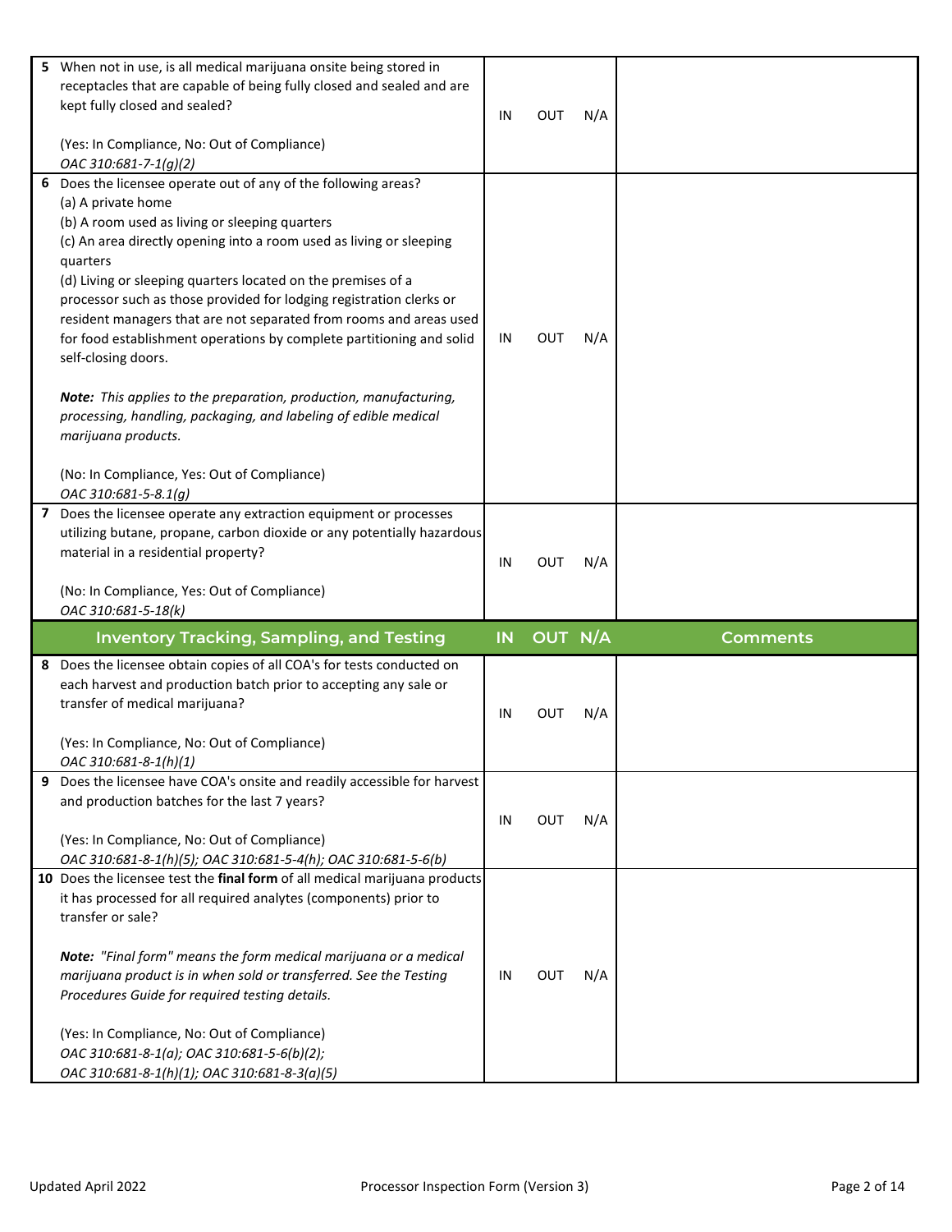| # | Question | IN | OUT | N/A | Comments |
|---|---|---|---|---|---|
| 5 | When not in use, is all medical marijuana onsite being stored in receptacles that are capable of being fully closed and sealed and are kept fully closed and sealed?<br><br>(Yes: In Compliance, No: Out of Compliance)<br>*OAC 310:681-7-1(g)(2)* | IN | OUT | N/A | |
| 6 | Does the licensee operate out of any of the following areas?<br>(a) A private home<br>(b) A room used as living or sleeping quarters<br>(c) An area directly opening into a room used as living or sleeping quarters<br>(d) Living or sleeping quarters located on the premises of a processor such as those provided for lodging registration clerks or resident managers that are not separated from rooms and areas used for food establishment operations by complete partitioning and solid self-closing doors.<br><br>***Note:*** *This applies to the preparation, production, manufacturing, processing, handling, packaging, and labeling of edible medical marijuana products.*<br><br>(No: In Compliance, Yes: Out of Compliance)<br>*OAC 310:681-5-8.1(g)* | IN | OUT | N/A | |
| 7 | Does the licensee operate any extraction equipment or processes utilizing butane, propane, carbon dioxide or any potentially hazardous material in a residential property?<br><br>(No: In Compliance, Yes: Out of Compliance)<br>*OAC 310:681-5-18(k)* | IN | OUT | N/A | |
| | **Inventory Tracking, Sampling, and Testing** | **IN** | **OUT** | **N/A** | **Comments** |
| 8 | Does the licensee obtain copies of all COA's for tests conducted on each harvest and production batch prior to accepting any sale or transfer of medical marijuana?<br><br>(Yes: In Compliance, No: Out of Compliance)<br>*OAC 310:681-8-1(h)(1)* | IN | OUT | N/A | |
| 9 | Does the licensee have COA's onsite and readily accessible for harvest and production batches for the last 7 years?<br><br>(Yes: In Compliance, No: Out of Compliance)<br>*OAC 310:681-8-1(h)(5); OAC 310:681-5-4(h); OAC 310:681-5-6(b)* | IN | OUT | N/A | |
| 10 | Does the licensee test the **final form** of all medical marijuana products it has processed for all required analytes (components) prior to transfer or sale?<br><br>***Note:*** *"Final form" means the form medical marijuana or a medical marijuana product is in when sold or transferred. See the Testing Procedures Guide for required testing details.*<br><br>(Yes: In Compliance, No: Out of Compliance)<br>*OAC 310:681-8-1(a); OAC 310:681-5-6(b)(2); OAC 310:681-8-1(h)(1); OAC 310:681-8-3(a)(5)* | IN | OUT | N/A | |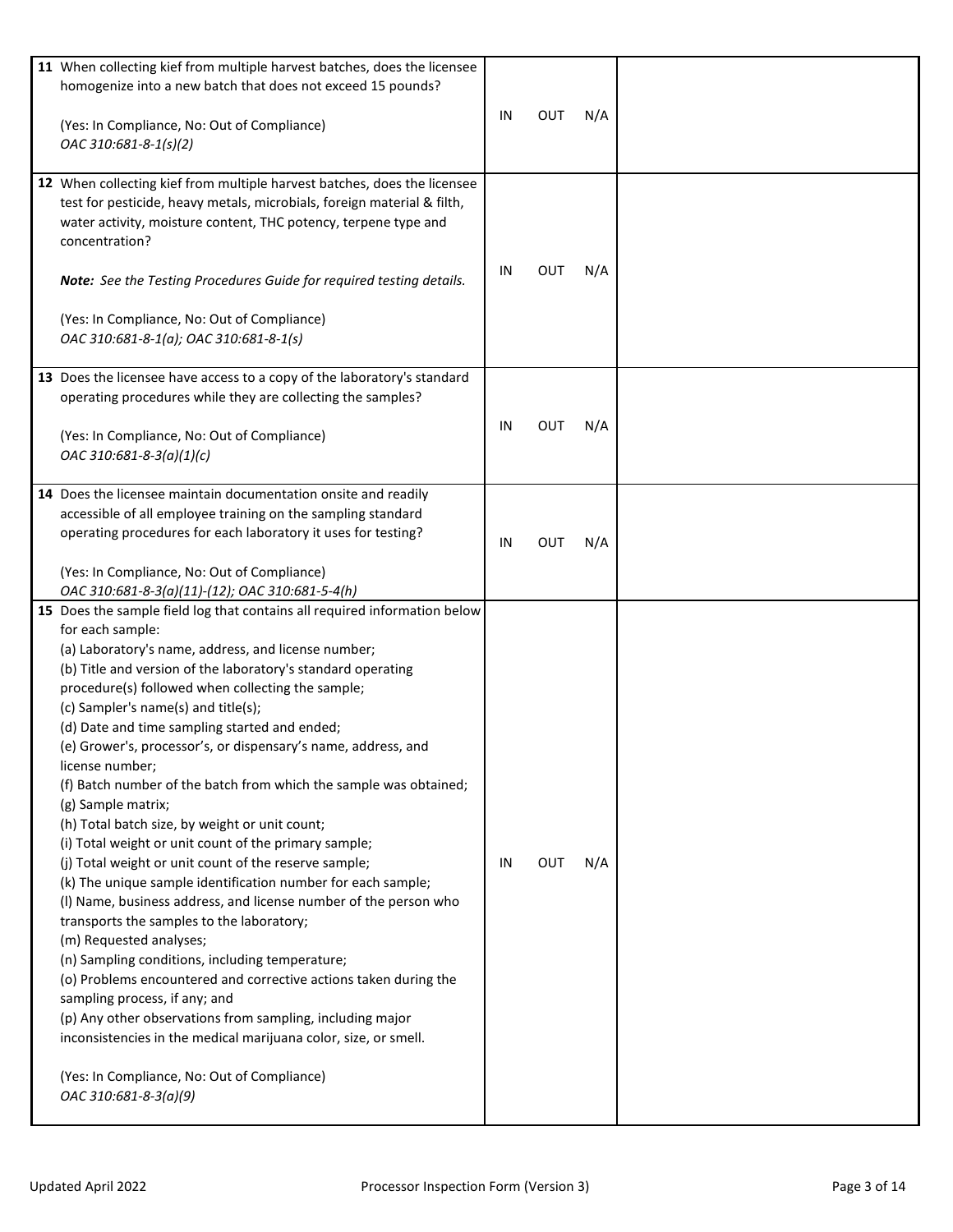| | | | | |
|---|---|---|---|---|
| **11** When collecting kief from multiple harvest batches, does the licensee homogenize into a new batch that does not exceed 15 pounds?<br><br>(Yes: In Compliance, No: Out of Compliance)<br>*OAC 310:681-8-1(s)(2)* | IN | OUT | N/A | |
| **12** When collecting kief from multiple harvest batches, does the licensee test for pesticide, heavy metals, microbials, foreign material & filth, water activity, moisture content, THC potency, terpene type and concentration?<br><br>***Note:** See the Testing Procedures Guide for required testing details.*<br><br>(Yes: In Compliance, No: Out of Compliance)<br>*OAC 310:681-8-1(a); OAC 310:681-8-1(s)* | IN | OUT | N/A | |
| **13** Does the licensee have access to a copy of the laboratory's standard operating procedures while they are collecting the samples?<br><br>(Yes: In Compliance, No: Out of Compliance)<br>*OAC 310:681-8-3(a)(1)(c)* | IN | OUT | N/A | |
| **14** Does the licensee maintain documentation onsite and readily accessible of all employee training on the sampling standard operating procedures for each laboratory it uses for testing?<br><br>(Yes: In Compliance, No: Out of Compliance)<br>*OAC 310:681-8-3(a)(11)-(12); OAC 310:681-5-4(h)* | IN | OUT | N/A | |
| **15** Does the sample field log that contains all required information below for each sample:<br>(a) Laboratory's name, address, and license number;<br>(b) Title and version of the laboratory's standard operating procedure(s) followed when collecting the sample;<br>(c) Sampler's name(s) and title(s);<br>(d) Date and time sampling started and ended;<br>(e) Grower's, processor's, or dispensary's name, address, and license number;<br>(f) Batch number of the batch from which the sample was obtained;<br>(g) Sample matrix;<br>(h) Total batch size, by weight or unit count;<br>(i) Total weight or unit count of the primary sample;<br>(j) Total weight or unit count of the reserve sample;<br>(k) The unique sample identification number for each sample;<br>(l) Name, business address, and license number of the person who transports the samples to the laboratory;<br>(m) Requested analyses;<br>(n) Sampling conditions, including temperature;<br>(o) Problems encountered and corrective actions taken during the sampling process, if any; and<br>(p) Any other observations from sampling, including major inconsistencies in the medical marijuana color, size, or smell.<br><br>(Yes: In Compliance, No: Out of Compliance)<br>*OAC 310:681-8-3(a)(9)* | IN | OUT | N/A | |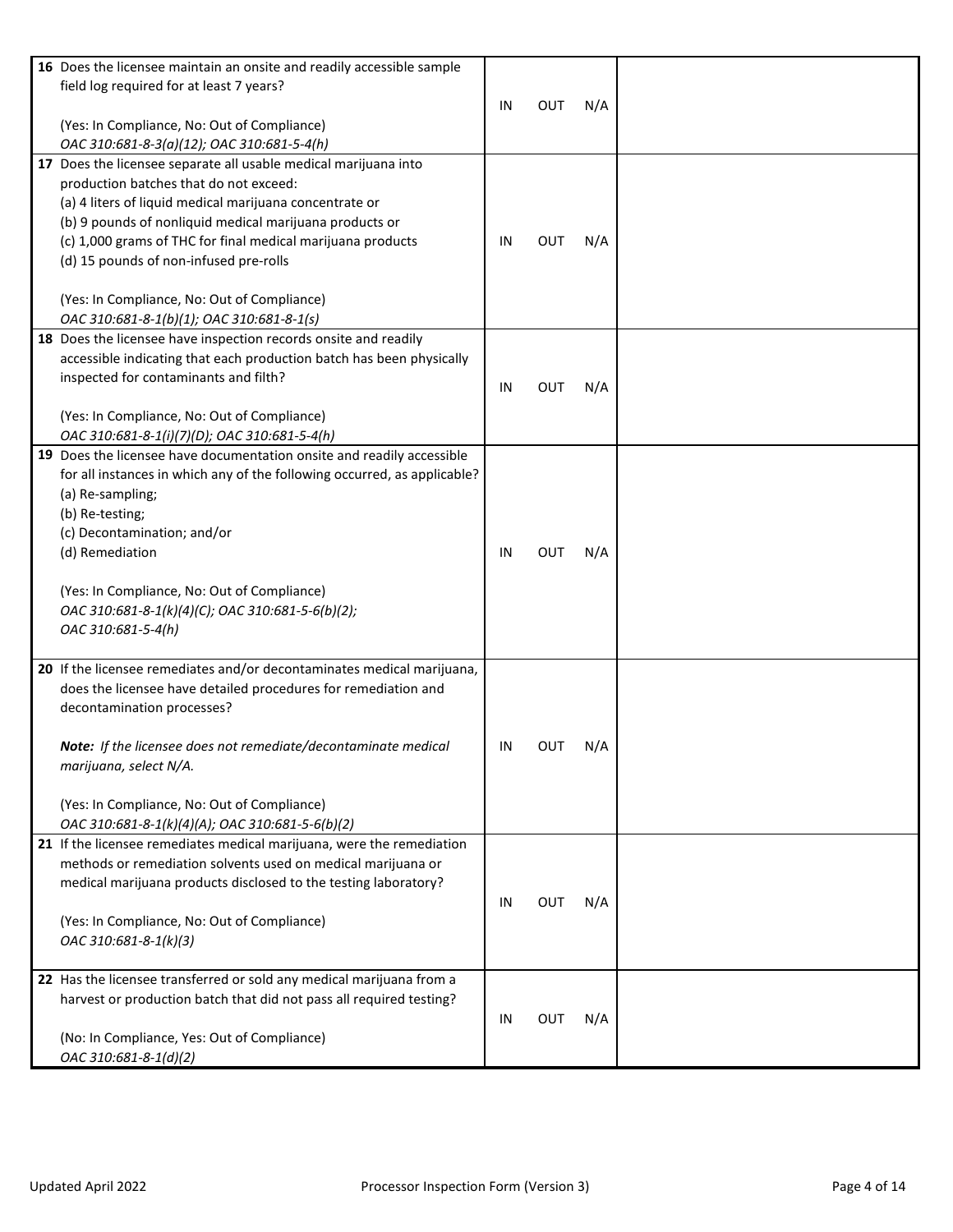| # | Question | IN | OUT | N/A | Comments |
|---|---|---|---|---|---|
| 16 | Does the licensee maintain an onsite and readily accessible sample field log required for at least 7 years?<br><br>(Yes: In Compliance, No: Out of Compliance)<br>*OAC 310:681-8-3(a)(12); OAC 310:681-5-4(h)* | IN | OUT | N/A | |
| 17 | Does the licensee separate all usable medical marijuana into production batches that do not exceed:<br>(a) 4 liters of liquid medical marijuana concentrate or<br>(b) 9 pounds of nonliquid medical marijuana products or<br>(c) 1,000 grams of THC for final medical marijuana products<br>(d) 15 pounds of non-infused pre-rolls<br><br>(Yes: In Compliance, No: Out of Compliance)<br>*OAC 310:681-8-1(b)(1); OAC 310:681-8-1(s)* | IN | OUT | N/A | |
| 18 | Does the licensee have inspection records onsite and readily accessible indicating that each production batch has been physically inspected for contaminants and filth?<br><br>(Yes: In Compliance, No: Out of Compliance)<br>*OAC 310:681-8-1(i)(7)(D); OAC 310:681-5-4(h)* | IN | OUT | N/A | |
| 19 | Does the licensee have documentation onsite and readily accessible for all instances in which any of the following occurred, as applicable?<br>(a) Re-sampling;<br>(b) Re-testing;<br>(c) Decontamination; and/or<br>(d) Remediation<br><br>(Yes: In Compliance, No: Out of Compliance)<br>*OAC 310:681-8-1(k)(4)(C); OAC 310:681-5-6(b)(2); OAC 310:681-5-4(h)* | IN | OUT | N/A | |
| 20 | If the licensee remediates and/or decontaminates medical marijuana, does the licensee have detailed procedures for remediation and decontamination processes?<br><br>***Note:** If the licensee does not remediate/decontaminate medical marijuana, select N/A.*<br><br>(Yes: In Compliance, No: Out of Compliance)<br>*OAC 310:681-8-1(k)(4)(A); OAC 310:681-5-6(b)(2)* | IN | OUT | N/A | |
| 21 | If the licensee remediates medical marijuana, were the remediation methods or remediation solvents used on medical marijuana or medical marijuana products disclosed to the testing laboratory?<br><br>(Yes: In Compliance, No: Out of Compliance)<br>*OAC 310:681-8-1(k)(3)* | IN | OUT | N/A | |
| 22 | Has the licensee transferred or sold any medical marijuana from a harvest or production batch that did not pass all required testing?<br><br>(No: In Compliance, Yes: Out of Compliance)<br>*OAC 310:681-8-1(d)(2)* | IN | OUT | N/A | |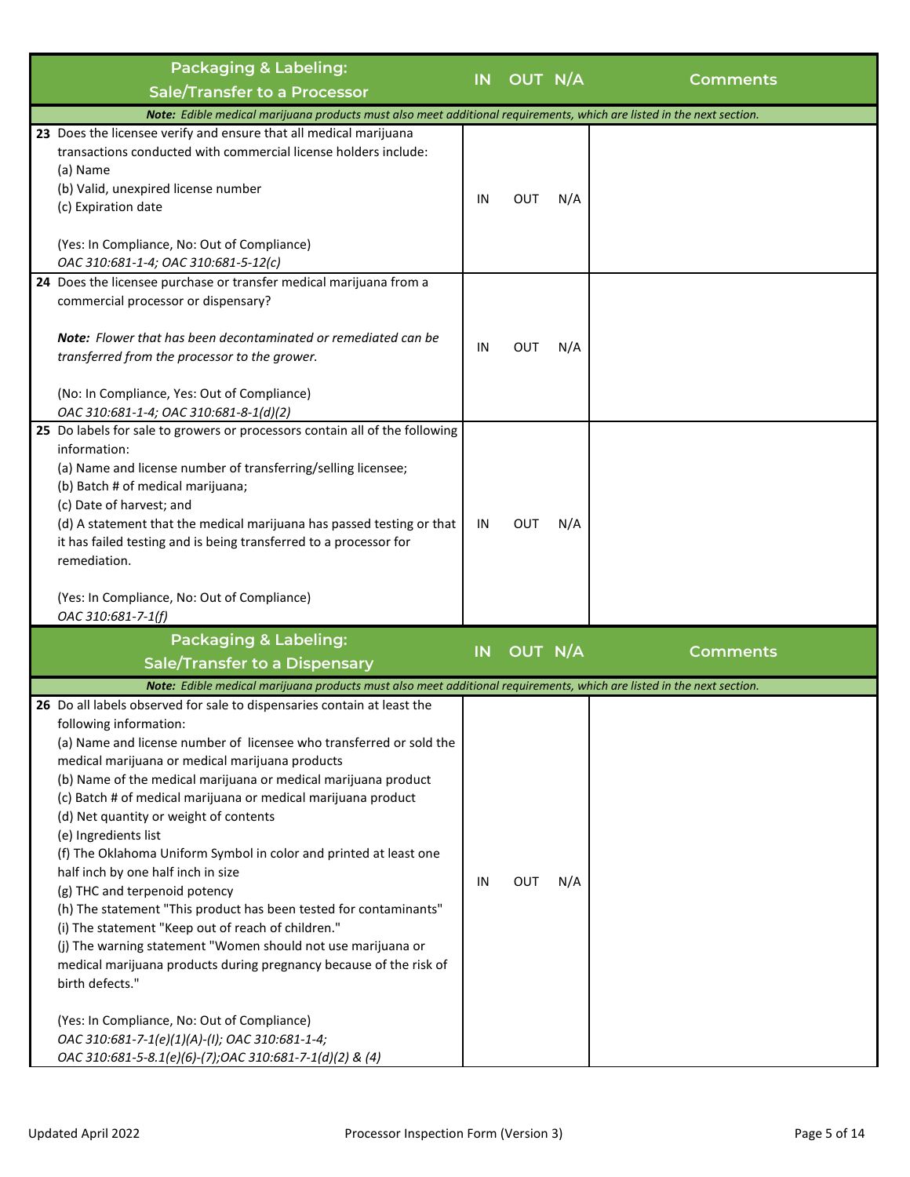| Packaging & Labeling: Sale/Transfer to a Processor | IN | OUT | N/A | Comments |
|---|---|---|---|---|
| ***Note:** Edible medical marijuana products must also meet additional requirements, which are listed in the next section.* | | | | |
| **23** Does the licensee verify and ensure that all medical marijuana transactions conducted with commercial license holders include:<br>(a) Name<br>(b) Valid, unexpired license number<br>(c) Expiration date<br><br>(Yes: In Compliance, No: Out of Compliance)<br>*OAC 310:681-1-4; OAC 310:681-5-12(c)* | IN | OUT | N/A | |
| **24** Does the licensee purchase or transfer medical marijuana from a commercial processor or dispensary?<br><br>***Note:** Flower that has been decontaminated or remediated can be transferred from the processor to the grower.*<br><br>(No: In Compliance, Yes: Out of Compliance)<br>*OAC 310:681-1-4; OAC 310:681-8-1(d)(2)* | IN | OUT | N/A | |
| **25** Do labels for sale to growers or processors contain all of the following information:<br>(a) Name and license number of transferring/selling licensee;<br>(b) Batch # of medical marijuana;<br>(c) Date of harvest; and<br>(d) A statement that the medical marijuana has passed testing or that it has failed testing and is being transferred to a processor for remediation.<br><br>(Yes: In Compliance, No: Out of Compliance)<br>*OAC 310:681-7-1(f)* | IN | OUT | N/A | |

| Packaging & Labeling: Sale/Transfer to a Dispensary | IN | OUT | N/A | Comments |
|---|---|---|---|---|
| ***Note:** Edible medical marijuana products must also meet additional requirements, which are listed in the next section.* | | | | |
| **26** Do all labels observed for sale to dispensaries contain at least the following information:<br>(a) Name and license number of licensee who transferred or sold the medical marijuana or medical marijuana products<br>(b) Name of the medical marijuana or medical marijuana product<br>(c) Batch # of medical marijuana or medical marijuana product<br>(d) Net quantity or weight of contents<br>(e) Ingredients list<br>(f) The Oklahoma Uniform Symbol in color and printed at least one half inch by one half inch in size<br>(g) THC and terpenoid potency<br>(h) The statement "This product has been tested for contaminants"<br>(i) The statement "Keep out of reach of children."<br>(j) The warning statement "Women should not use marijuana or medical marijuana products during pregnancy because of the risk of birth defects."<br><br>(Yes: In Compliance, No: Out of Compliance)<br>*OAC 310:681-7-1(e)(1)(A)-(I); OAC 310:681-1-4; OAC 310:681-5-8.1(e)(6)-(7);OAC 310:681-7-1(d)(2) & (4)* | IN | OUT | N/A | |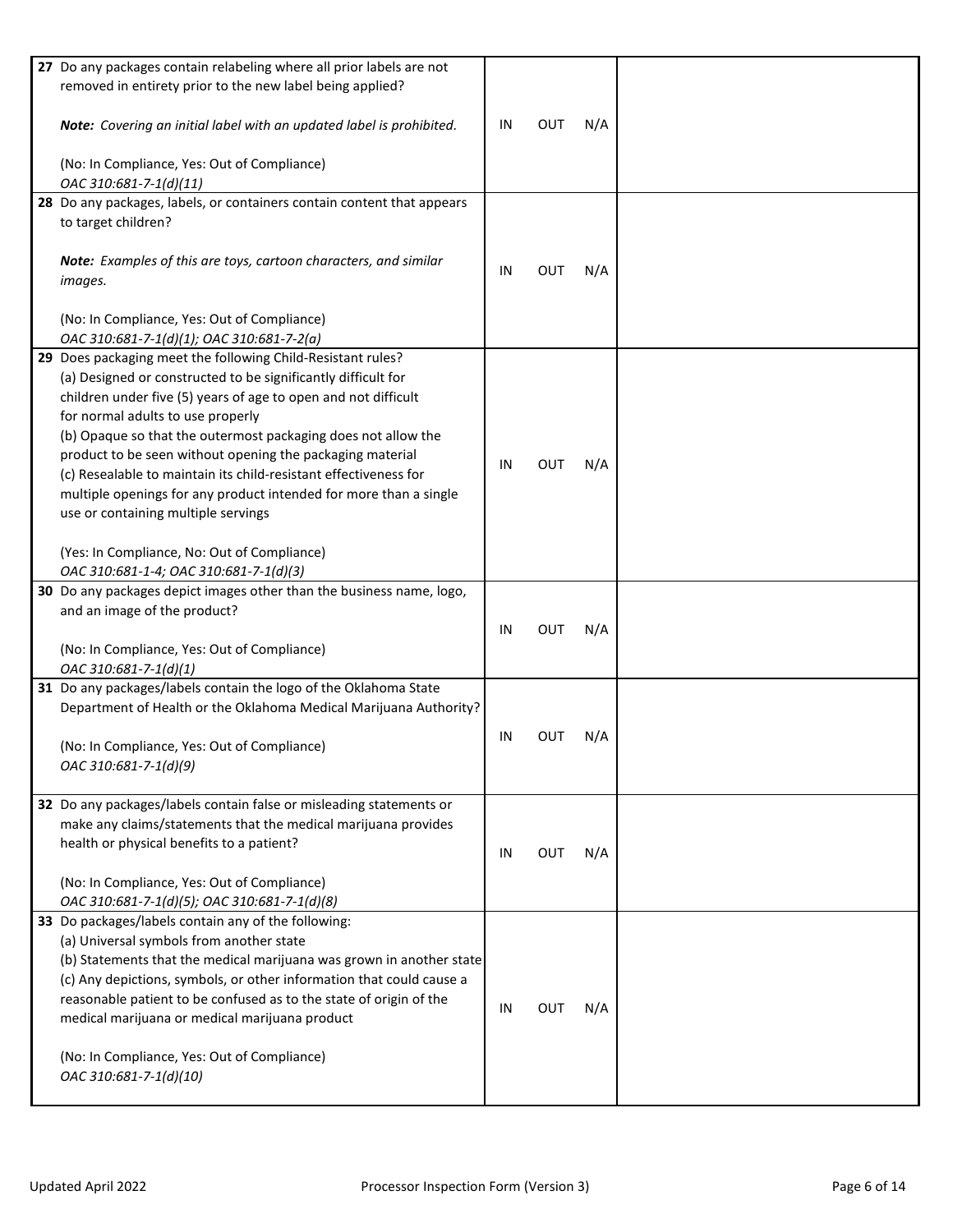| # | Question | | | | Comments |
|---|---|---|---|---|---|
| 27 | Do any packages contain relabeling where all prior labels are not removed in entirety prior to the new label being applied?<br><br>***Note:*** *Covering an initial label with an updated label is prohibited.*<br><br>(No: In Compliance, Yes: Out of Compliance)<br>*OAC 310:681-7-1(d)(11)* | IN | OUT | N/A | |
| 28 | Do any packages, labels, or containers contain content that appears to target children?<br><br>***Note:*** *Examples of this are toys, cartoon characters, and similar images.*<br><br>(No: In Compliance, Yes: Out of Compliance)<br>*OAC 310:681-7-1(d)(1); OAC 310:681-7-2(a)* | IN | OUT | N/A | |
| 29 | Does packaging meet the following Child-Resistant rules?<br>(a) Designed or constructed to be significantly difficult for children under five (5) years of age to open and not difficult for normal adults to use properly<br>(b) Opaque so that the outermost packaging does not allow the product to be seen without opening the packaging material<br>(c) Resealable to maintain its child-resistant effectiveness for multiple openings for any product intended for more than a single use or containing multiple servings<br><br>(Yes: In Compliance, No: Out of Compliance)<br>*OAC 310:681-1-4; OAC 310:681-7-1(d)(3)* | IN | OUT | N/A | |
| 30 | Do any packages depict images other than the business name, logo, and an image of the product?<br><br>(No: In Compliance, Yes: Out of Compliance)<br>*OAC 310:681-7-1(d)(1)* | IN | OUT | N/A | |
| 31 | Do any packages/labels contain the logo of the Oklahoma State Department of Health or the Oklahoma Medical Marijuana Authority?<br><br>(No: In Compliance, Yes: Out of Compliance)<br>*OAC 310:681-7-1(d)(9)* | IN | OUT | N/A | |
| 32 | Do any packages/labels contain false or misleading statements or make any claims/statements that the medical marijuana provides health or physical benefits to a patient?<br><br>(No: In Compliance, Yes: Out of Compliance)<br>*OAC 310:681-7-1(d)(5); OAC 310:681-7-1(d)(8)* | IN | OUT | N/A | |
| 33 | Do packages/labels contain any of the following:<br>(a) Universal symbols from another state<br>(b) Statements that the medical marijuana was grown in another state<br>(c) Any depictions, symbols, or other information that could cause a reasonable patient to be confused as to the state of origin of the medical marijuana or medical marijuana product<br><br>(No: In Compliance, Yes: Out of Compliance)<br>*OAC 310:681-7-1(d)(10)* | IN | OUT | N/A | |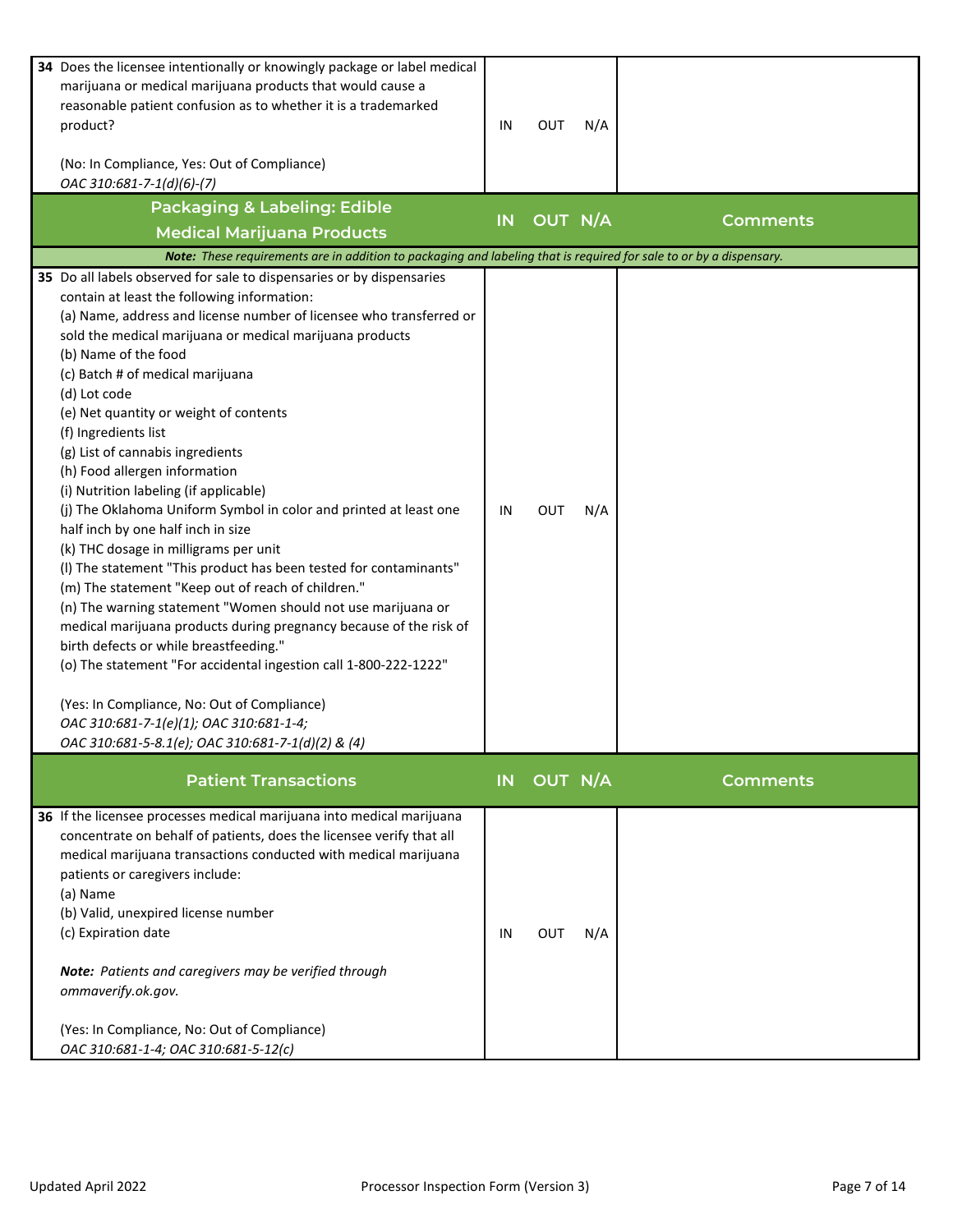| | | | | |
|---|---|---|---|---|
| **34** Does the licensee intentionally or knowingly package or label medical marijuana or medical marijuana products that would cause a reasonable patient confusion as to whether it is a trademarked product?<br><br>(No: In Compliance, Yes: Out of Compliance)<br>*OAC 310:681-7-1(d)(6)-(7)* | IN | OUT | N/A | |

| **Packaging & Labeling: Edible Medical Marijuana Products** | **IN** | **OUT** | **N/A** | **Comments** |
|---|---|---|---|---|
| ***Note:*** *These requirements are in addition to packaging and labeling that is required for sale to or by a dispensary.* | | | | |
| **35** Do all labels observed for sale to dispensaries or by dispensaries contain at least the following information:<br>(a) Name, address and license number of licensee who transferred or sold the medical marijuana or medical marijuana products<br>(b) Name of the food<br>(c) Batch # of medical marijuana<br>(d) Lot code<br>(e) Net quantity or weight of contents<br>(f) Ingredients list<br>(g) List of cannabis ingredients<br>(h) Food allergen information<br>(i) Nutrition labeling (if applicable)<br>(j) The Oklahoma Uniform Symbol in color and printed at least one half inch by one half inch in size<br>(k) THC dosage in milligrams per unit<br>(l) The statement "This product has been tested for contaminants"<br>(m) The statement "Keep out of reach of children."<br>(n) The warning statement "Women should not use marijuana or medical marijuana products during pregnancy because of the risk of birth defects or while breastfeeding."<br>(o) The statement "For accidental ingestion call 1-800-222-1222"<br><br>(Yes: In Compliance, No: Out of Compliance)<br>*OAC 310:681-7-1(e)(1); OAC 310:681-1-4; OAC 310:681-5-8.1(e); OAC 310:681-7-1(d)(2) & (4)* | IN | OUT | N/A | |

| **Patient Transactions** | **IN** | **OUT** | **N/A** | **Comments** |
|---|---|---|---|---|
| **36** If the licensee processes medical marijuana into medical marijuana concentrate on behalf of patients, does the licensee verify that all medical marijuana transactions conducted with medical marijuana patients or caregivers include:<br>(a) Name<br>(b) Valid, unexpired license number<br>(c) Expiration date<br><br>***Note:*** *Patients and caregivers may be verified through ommaverify.ok.gov.*<br><br>(Yes: In Compliance, No: Out of Compliance)<br>*OAC 310:681-1-4; OAC 310:681-5-12(c)* | IN | OUT | N/A | |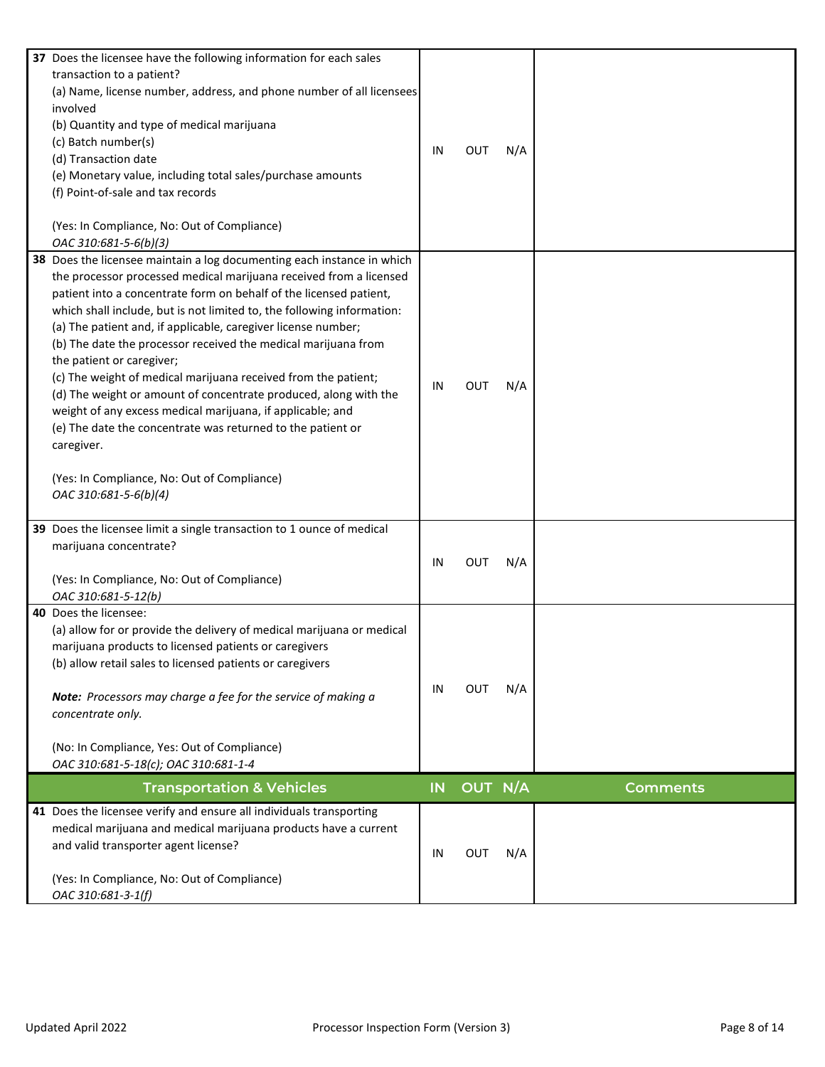| | | | | |
|---|---|---|---|---|
| **37** Does the licensee have the following information for each sales transaction to a patient?<br>(a) Name, license number, address, and phone number of all licensees involved<br>(b) Quantity and type of medical marijuana<br>(c) Batch number(s)<br>(d) Transaction date<br>(e) Monetary value, including total sales/purchase amounts<br>(f) Point-of-sale and tax records<br><br>(Yes: In Compliance, No: Out of Compliance)<br>*OAC 310:681-5-6(b)(3)* | IN | OUT | N/A | |
| **38** Does the licensee maintain a log documenting each instance in which the processor processed medical marijuana received from a licensed patient into a concentrate form on behalf of the licensed patient, which shall include, but is not limited to, the following information:<br>(a) The patient and, if applicable, caregiver license number;<br>(b) The date the processor received the medical marijuana from the patient or caregiver;<br>(c) The weight of medical marijuana received from the patient;<br>(d) The weight or amount of concentrate produced, along with the weight of any excess medical marijuana, if applicable; and<br>(e) The date the concentrate was returned to the patient or caregiver.<br><br>(Yes: In Compliance, No: Out of Compliance)<br>*OAC 310:681-5-6(b)(4)* | IN | OUT | N/A | |
| **39** Does the licensee limit a single transaction to 1 ounce of medical marijuana concentrate?<br><br>(Yes: In Compliance, No: Out of Compliance)<br>*OAC 310:681-5-12(b)* | IN | OUT | N/A | |
| **40** Does the licensee:<br>(a) allow for or provide the delivery of medical marijuana or medical marijuana products to licensed patients or caregivers<br>(b) allow retail sales to licensed patients or caregivers<br><br>***Note:*** *Processors may charge a fee for the service of making a concentrate only.*<br><br>(No: In Compliance, Yes: Out of Compliance)<br>*OAC 310:681-5-18(c); OAC 310:681-1-4* | IN | OUT | N/A | |

| **Transportation & Vehicles** | **IN** | **OUT** | **N/A** | **Comments** |
|---|---|---|---|---|
| **41** Does the licensee verify and ensure all individuals transporting medical marijuana and medical marijuana products have a current and valid transporter agent license?<br><br>(Yes: In Compliance, No: Out of Compliance)<br>*OAC 310:681-3-1(f)* | IN | OUT | N/A | |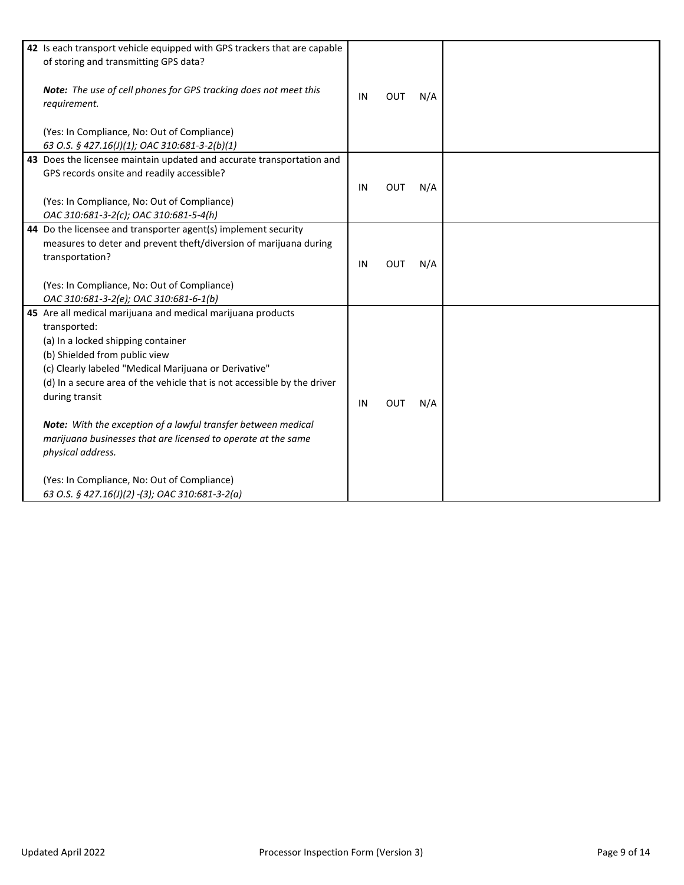| # | Question | | | | Comments |
|---|---|---|---|---|---|
| 42 | Is each transport vehicle equipped with GPS trackers that are capable of storing and transmitting GPS data?<br><br>***Note:*** *The use of cell phones for GPS tracking does not meet this requirement.*<br><br>(Yes: In Compliance, No: Out of Compliance)<br>*63 O.S. § 427.16(J)(1); OAC 310:681-3-2(b)(1)* | IN | OUT | N/A | |
| 43 | Does the licensee maintain updated and accurate transportation and GPS records onsite and readily accessible?<br><br>(Yes: In Compliance, No: Out of Compliance)<br>*OAC 310:681-3-2(c); OAC 310:681-5-4(h)* | IN | OUT | N/A | |
| 44 | Do the licensee and transporter agent(s) implement security measures to deter and prevent theft/diversion of marijuana during transportation?<br><br>(Yes: In Compliance, No: Out of Compliance)<br>*OAC 310:681-3-2(e); OAC 310:681-6-1(b)* | IN | OUT | N/A | |
| 45 | Are all medical marijuana and medical marijuana products transported:<br>(a) In a locked shipping container<br>(b) Shielded from public view<br>(c) Clearly labeled "Medical Marijuana or Derivative"<br>(d) In a secure area of the vehicle that is not accessible by the driver during transit<br><br>***Note:*** *With the exception of a lawful transfer between medical marijuana businesses that are licensed to operate at the same physical address.*<br><br>(Yes: In Compliance, No: Out of Compliance)<br>*63 O.S. § 427.16(J)(2) -(3); OAC 310:681-3-2(a)* | IN | OUT | N/A | |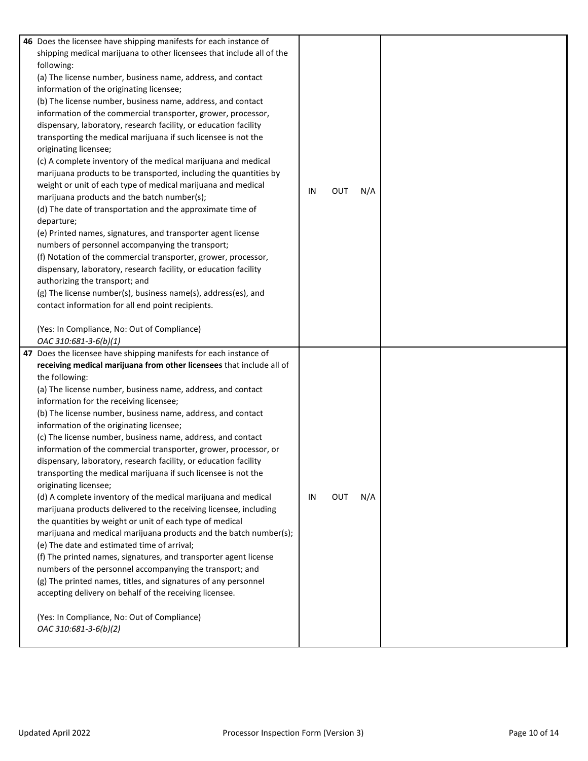| | | |
|---|---|---|
| **46** Does the licensee have shipping manifests for each instance of shipping medical marijuana to other licensees that include all of the following:<br>(a) The license number, business name, address, and contact information of the originating licensee;<br>(b) The license number, business name, address, and contact information of the commercial transporter, grower, processor, dispensary, laboratory, research facility, or education facility transporting the medical marijuana if such licensee is not the originating licensee;<br>(c) A complete inventory of the medical marijuana and medical marijuana products to be transported, including the quantities by weight or unit of each type of medical marijuana and medical marijuana products and the batch number(s);<br>(d) The date of transportation and the approximate time of departure;<br>(e) Printed names, signatures, and transporter agent license numbers of personnel accompanying the transport;<br>(f) Notation of the commercial transporter, grower, processor, dispensary, laboratory, research facility, or education facility authorizing the transport; and<br>(g) The license number(s), business name(s), address(es), and contact information for all end point recipients.<br><br>(Yes: In Compliance, No: Out of Compliance)<br>*OAC 310:681-3-6(b)(1)* | IN OUT N/A | |
| **47** Does the licensee have shipping manifests for each instance of **receiving medical marijuana from other licensees** that include all of the following:<br>(a) The license number, business name, address, and contact information for the receiving licensee;<br>(b) The license number, business name, address, and contact information of the originating licensee;<br>(c) The license number, business name, address, and contact information of the commercial transporter, grower, processor, or dispensary, laboratory, research facility, or education facility transporting the medical marijuana if such licensee is not the originating licensee;<br>(d) A complete inventory of the medical marijuana and medical marijuana products delivered to the receiving licensee, including the quantities by weight or unit of each type of medical marijuana and medical marijuana products and the batch number(s);<br>(e) The date and estimated time of arrival;<br>(f) The printed names, signatures, and transporter agent license numbers of the personnel accompanying the transport; and<br>(g) The printed names, titles, and signatures of any personnel accepting delivery on behalf of the receiving licensee.<br><br>(Yes: In Compliance, No: Out of Compliance)<br>*OAC 310:681-3-6(b)(2)* | IN OUT N/A | |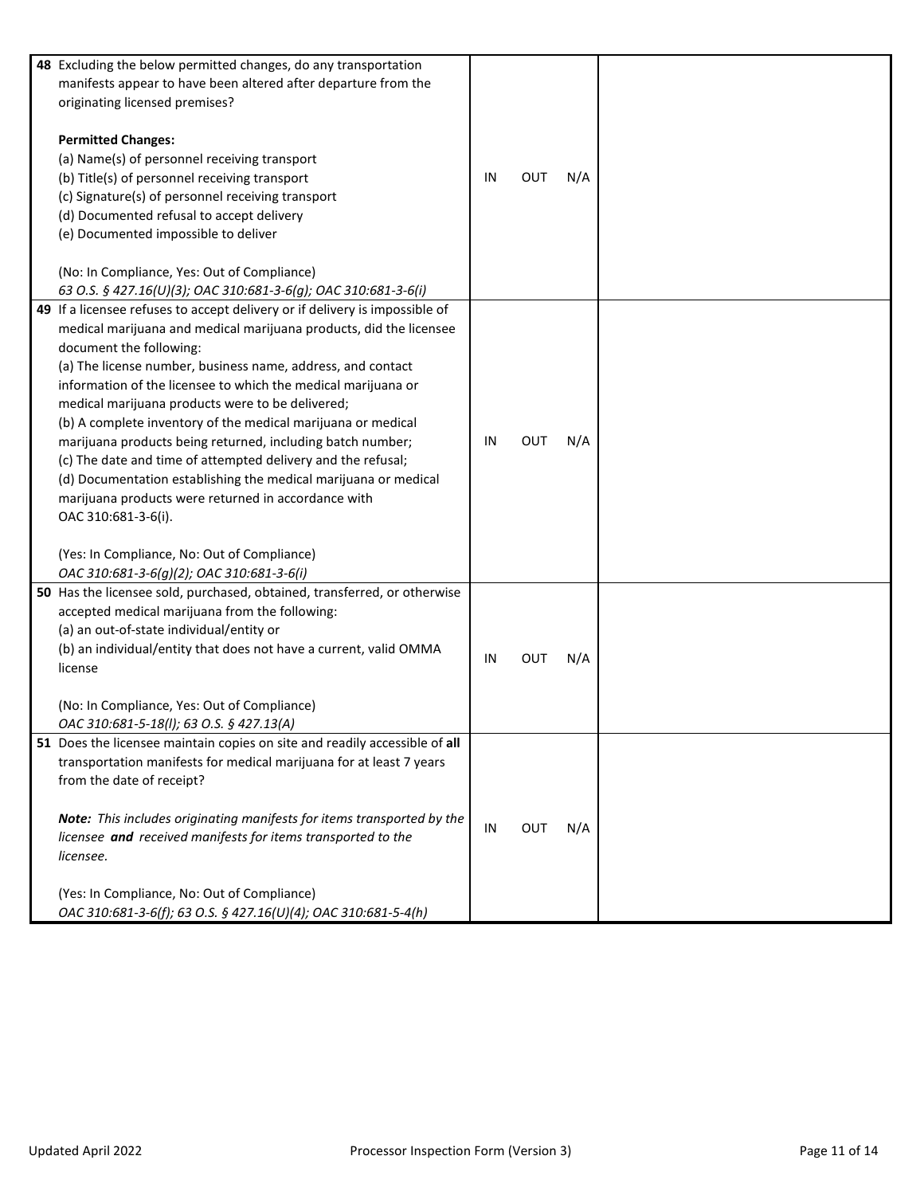| # | Item | IN | OUT | N/A | Comments |
|---|---|---|---|---|---|
| 48 | Excluding the below permitted changes, do any transportation manifests appear to have been altered after departure from the originating licensed premises?<br><br>**Permitted Changes:**<br>(a) Name(s) of personnel receiving transport<br>(b) Title(s) of personnel receiving transport<br>(c) Signature(s) of personnel receiving transport<br>(d) Documented refusal to accept delivery<br>(e) Documented impossible to deliver<br><br>(No: In Compliance, Yes: Out of Compliance)<br>*63 O.S. § 427.16(U)(3); OAC 310:681-3-6(g); OAC 310:681-3-6(i)* | IN | OUT | N/A | |
| 49 | If a licensee refuses to accept delivery or if delivery is impossible of medical marijuana and medical marijuana products, did the licensee document the following:<br>(a) The license number, business name, address, and contact information of the licensee to which the medical marijuana or medical marijuana products were to be delivered;<br>(b) A complete inventory of the medical marijuana or medical marijuana products being returned, including batch number;<br>(c) The date and time of attempted delivery and the refusal;<br>(d) Documentation establishing the medical marijuana or medical marijuana products were returned in accordance with OAC 310:681-3-6(i).<br><br>(Yes: In Compliance, No: Out of Compliance)<br>*OAC 310:681-3-6(g)(2); OAC 310:681-3-6(i)* | IN | OUT | N/A | |
| 50 | Has the licensee sold, purchased, obtained, transferred, or otherwise accepted medical marijuana from the following:<br>(a) an out-of-state individual/entity or<br>(b) an individual/entity that does not have a current, valid OMMA license<br><br>(No: In Compliance, Yes: Out of Compliance)<br>*OAC 310:681-5-18(l); 63 O.S. § 427.13(A)* | IN | OUT | N/A | |
| 51 | Does the licensee maintain copies on site and readily accessible of **all** transportation manifests for medical marijuana for at least 7 years from the date of receipt?<br><br>***Note:*** *This includes originating manifests for items transported by the licensee* ***and*** *received manifests for items transported to the licensee.*<br><br>(Yes: In Compliance, No: Out of Compliance)<br>*OAC 310:681-3-6(f); 63 O.S. § 427.16(U)(4); OAC 310:681-5-4(h)* | IN | OUT | N/A | |

Updated April 2022 — Processor Inspection Form (Version 3)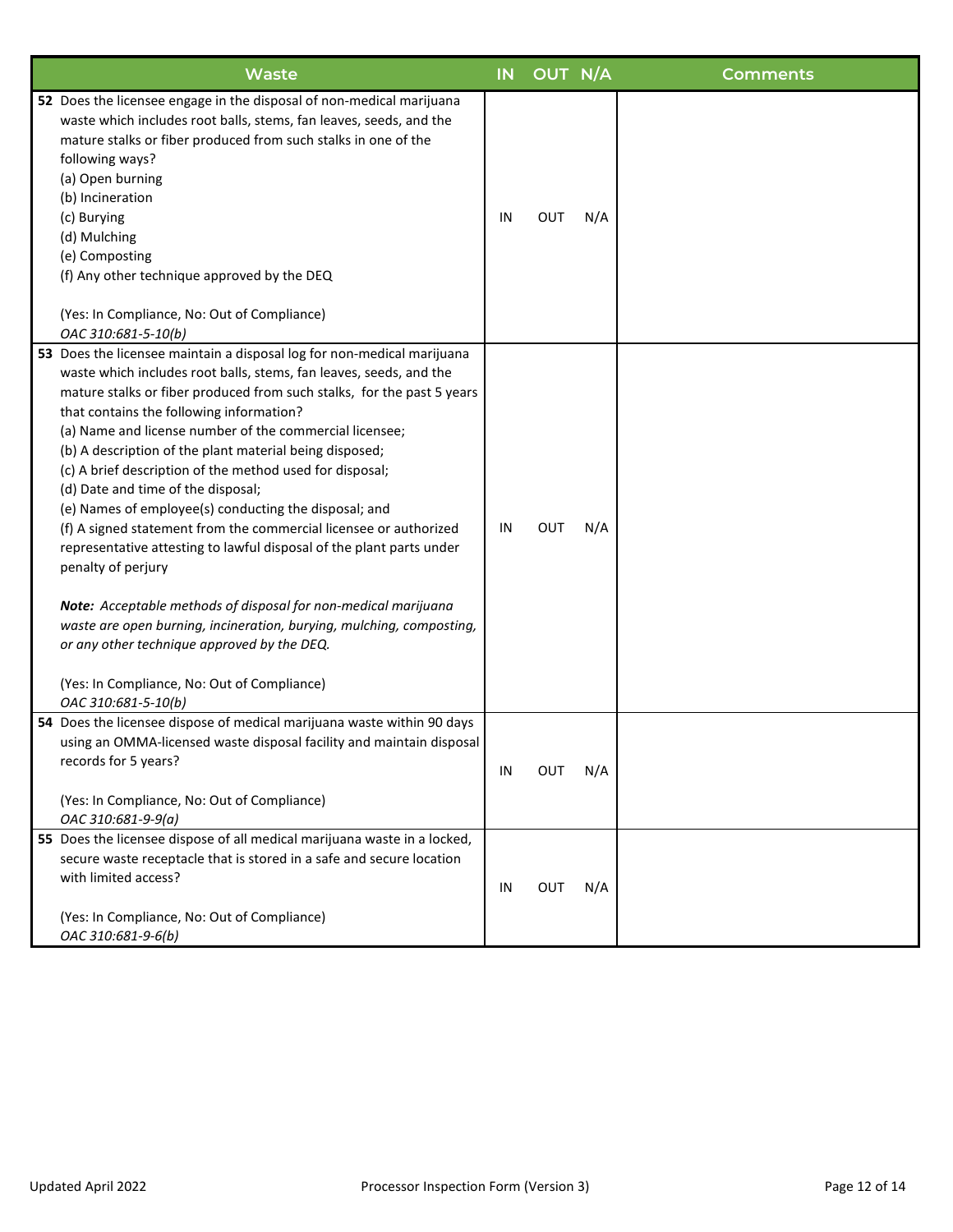| Waste | IN | OUT | N/A | Comments |
|---|---|---|---|---|
| **52** Does the licensee engage in the disposal of non-medical marijuana waste which includes root balls, stems, fan leaves, seeds, and the mature stalks or fiber produced from such stalks in one of the following ways?<br>(a) Open burning<br>(b) Incineration<br>(c) Burying<br>(d) Mulching<br>(e) Composting<br>(f) Any other technique approved by the DEQ<br><br>(Yes: In Compliance, No: Out of Compliance)<br>*OAC 310:681-5-10(b)* | IN | OUT | N/A | |
| **53** Does the licensee maintain a disposal log for non-medical marijuana waste which includes root balls, stems, fan leaves, seeds, and the mature stalks or fiber produced from such stalks, for the past 5 years that contains the following information?<br>(a) Name and license number of the commercial licensee;<br>(b) A description of the plant material being disposed;<br>(c) A brief description of the method used for disposal;<br>(d) Date and time of the disposal;<br>(e) Names of employee(s) conducting the disposal; and<br>(f) A signed statement from the commercial licensee or authorized representative attesting to lawful disposal of the plant parts under penalty of perjury<br><br>***Note:*** *Acceptable methods of disposal for non-medical marijuana waste are open burning, incineration, burying, mulching, composting, or any other technique approved by the DEQ.*<br><br>(Yes: In Compliance, No: Out of Compliance)<br>*OAC 310:681-5-10(b)* | IN | OUT | N/A | |
| **54** Does the licensee dispose of medical marijuana waste within 90 days using an OMMA-licensed waste disposal facility and maintain disposal records for 5 years?<br><br>(Yes: In Compliance, No: Out of Compliance)<br>*OAC 310:681-9-9(a)* | IN | OUT | N/A | |
| **55** Does the licensee dispose of all medical marijuana waste in a locked, secure waste receptacle that is stored in a safe and secure location with limited access?<br><br>(Yes: In Compliance, No: Out of Compliance)<br>*OAC 310:681-9-6(b)* | IN | OUT | N/A | |

Updated April 2022 Processor Inspection Form (Version 3)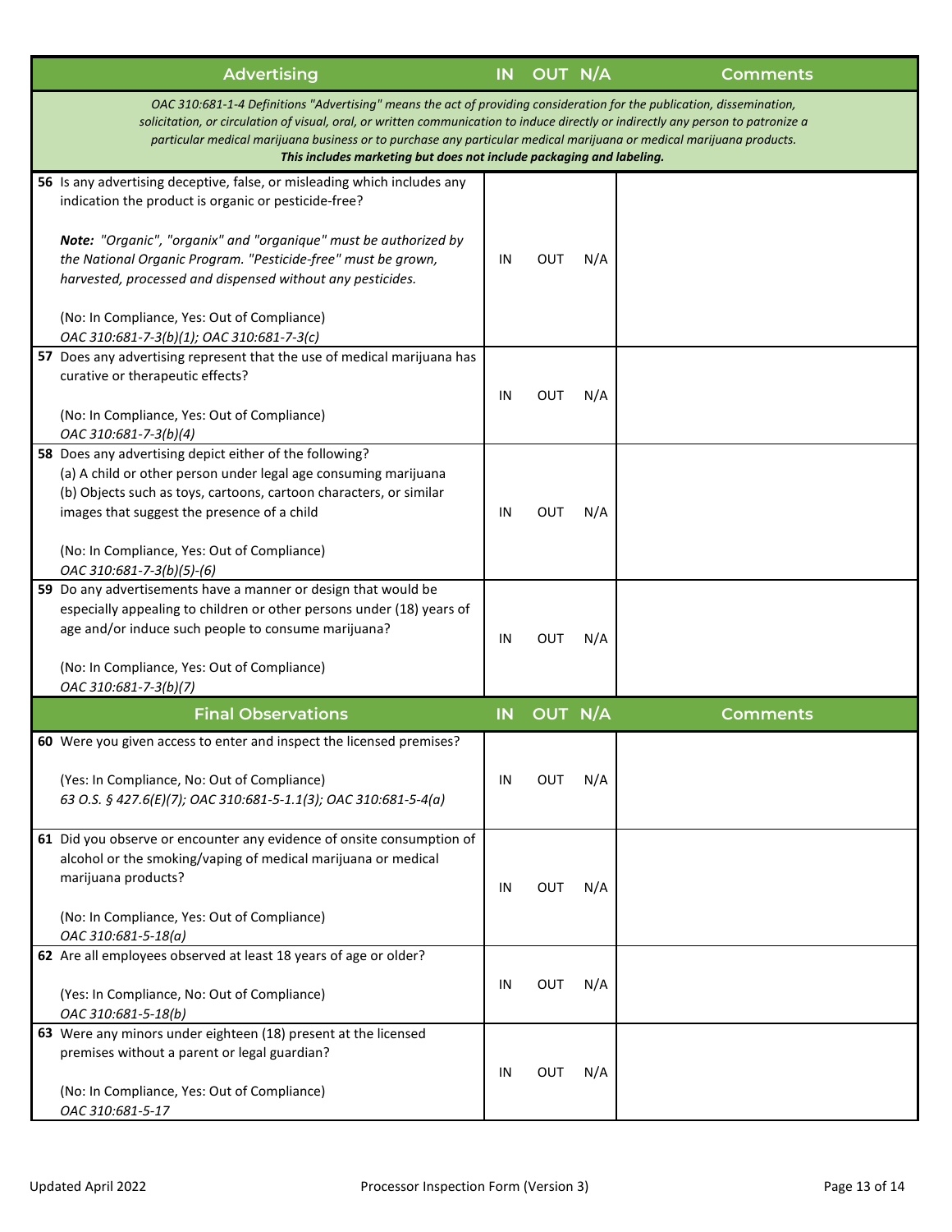| Advertising | IN | OUT | N/A | Comments |
|---|---|---|---|---|
| *OAC 310:681-1-4 Definitions "Advertising" means the act of providing consideration for the publication, dissemination, solicitation, or circulation of visual, oral, or written communication to induce directly or indirectly any person to patronize a particular medical marijuana business or to purchase any particular medical marijuana or medical marijuana products.* ***This includes marketing but does not include packaging and labeling.*** | | | | |
| **56** Is any advertising deceptive, false, or misleading which includes any indication the product is organic or pesticide-free?<br><br>***Note:*** *"Organic", "organix" and "organique" must be authorized by the National Organic Program. "Pesticide-free" must be grown, harvested, processed and dispensed without any pesticides.*<br><br>(No: In Compliance, Yes: Out of Compliance)<br>*OAC 310:681-7-3(b)(1); OAC 310:681-7-3(c)* | IN | OUT | N/A | |
| **57** Does any advertising represent that the use of medical marijuana has curative or therapeutic effects?<br><br>(No: In Compliance, Yes: Out of Compliance)<br>*OAC 310:681-7-3(b)(4)* | IN | OUT | N/A | |
| **58** Does any advertising depict either of the following?<br>(a) A child or other person under legal age consuming marijuana<br>(b) Objects such as toys, cartoons, cartoon characters, or similar images that suggest the presence of a child<br><br>(No: In Compliance, Yes: Out of Compliance)<br>*OAC 310:681-7-3(b)(5)-(6)* | IN | OUT | N/A | |
| **59** Do any advertisements have a manner or design that would be especially appealing to children or other persons under (18) years of age and/or induce such people to consume marijuana?<br><br>(No: In Compliance, Yes: Out of Compliance)<br>*OAC 310:681-7-3(b)(7)* | IN | OUT | N/A | |

| Final Observations | IN | OUT | N/A | Comments |
|---|---|---|---|---|
| **60** Were you given access to enter and inspect the licensed premises?<br><br>(Yes: In Compliance, No: Out of Compliance)<br>*63 O.S. § 427.6(E)(7); OAC 310:681-5-1.1(3); OAC 310:681-5-4(a)* | IN | OUT | N/A | |
| **61** Did you observe or encounter any evidence of onsite consumption of alcohol or the smoking/vaping of medical marijuana or medical marijuana products?<br><br>(No: In Compliance, Yes: Out of Compliance)<br>*OAC 310:681-5-18(a)* | IN | OUT | N/A | |
| **62** Are all employees observed at least 18 years of age or older?<br><br>(Yes: In Compliance, No: Out of Compliance)<br>*OAC 310:681-5-18(b)* | IN | OUT | N/A | |
| **63** Were any minors under eighteen (18) present at the licensed premises without a parent or legal guardian?<br><br>(No: In Compliance, Yes: Out of Compliance)<br>*OAC 310:681-5-17* | IN | OUT | N/A | |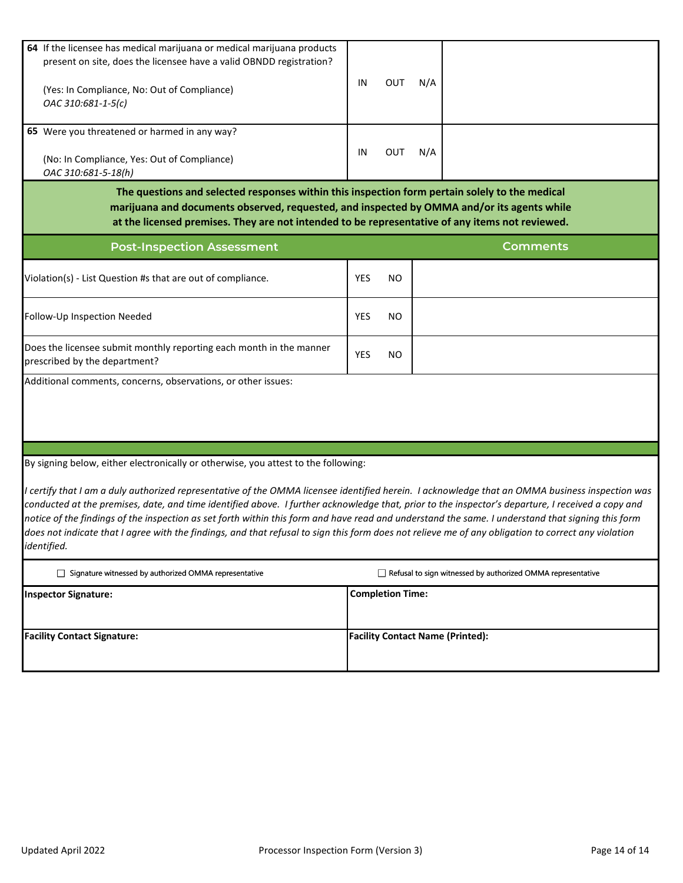| | | | | |
|---|---|---|---|---|
| **64** If the licensee has medical marijuana or medical marijuana products present on site, does the licensee have a valid OBNDD registration?<br><br>(Yes: In Compliance, No: Out of Compliance)<br>*OAC 310:681-1-5(c)* | IN | OUT | N/A | |
| **65** Were you threatened or harmed in any way?<br><br>(No: In Compliance, Yes: Out of Compliance)<br>*OAC 310:681-5-18(h)* | IN | OUT | N/A | |

**The questions and selected responses within this inspection form pertain solely to the medical marijuana and documents observed, requested, and inspected by OMMA and/or its agents while at the licensed premises. They are not intended to be representative of any items not reviewed.**

| Post-Inspection Assessment | | | Comments |
|---|---|---|---|
| Violation(s) - List Question #s that are out of compliance. | YES | NO | |
| Follow-Up Inspection Needed | YES | NO | |
| Does the licensee submit monthly reporting each month in the manner prescribed by the department? | YES | NO | |

Additional comments, concerns, observations, or other issues:

By signing below, either electronically or otherwise, you attest to the following:

*I certify that I am a duly authorized representative of the OMMA licensee identified herein. I acknowledge that an OMMA business inspection was conducted at the premises, date, and time identified above. I further acknowledge that, prior to the inspector's departure, I received a copy and notice of the findings of the inspection as set forth within this form and have read and understand the same. I understand that signing this form does not indicate that I agree with the findings, and that refusal to sign this form does not relieve me of any obligation to correct any violation identified.*

| | |
|---|---|
| ☐ Signature witnessed by authorized OMMA representative | ☐ Refusal to sign witnessed by authorized OMMA representative |
| **Inspector Signature:** | **Completion Time:** |
| **Facility Contact Signature:** | **Facility Contact Name (Printed):** |

Updated April 2022 Processor Inspection Form (Version 3)